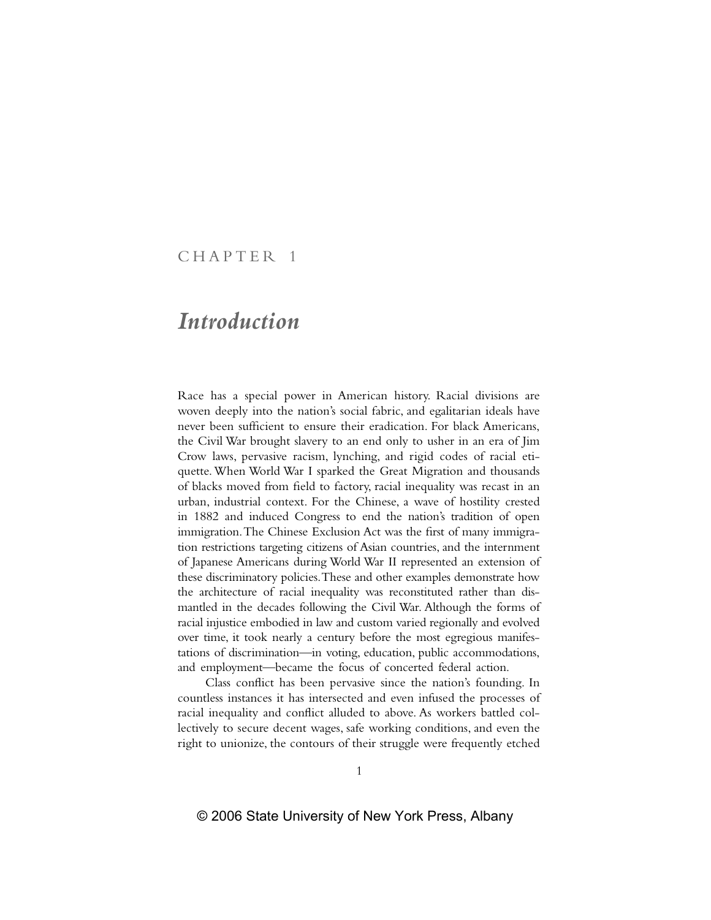# CHAPTER 1

# *Introduction*

Race has a special power in American history. Racial divisions are woven deeply into the nation's social fabric, and egalitarian ideals have never been sufficient to ensure their eradication. For black Americans, the Civil War brought slavery to an end only to usher in an era of Jim Crow laws, pervasive racism, lynching, and rigid codes of racial etiquette. When World War I sparked the Great Migration and thousands of blacks moved from field to factory, racial inequality was recast in an urban, industrial context. For the Chinese, a wave of hostility crested in 1882 and induced Congress to end the nation's tradition of open immigration. The Chinese Exclusion Act was the first of many immigration restrictions targeting citizens of Asian countries, and the internment of Japanese Americans during World War II represented an extension of these discriminatory policies. These and other examples demonstrate how the architecture of racial inequality was reconstituted rather than dismantled in the decades following the Civil War. Although the forms of racial injustice embodied in law and custom varied regionally and evolved over time, it took nearly a century before the most egregious manifestations of discrimination—in voting, education, public accommodations, and employment—became the focus of concerted federal action.

Class conflict has been pervasive since the nation's founding. In countless instances it has intersected and even infused the processes of racial inequality and conflict alluded to above. As workers battled collectively to secure decent wages, safe working conditions, and even the right to unionize, the contours of their struggle were frequently etched

© 2006 State University of New York Press, Albany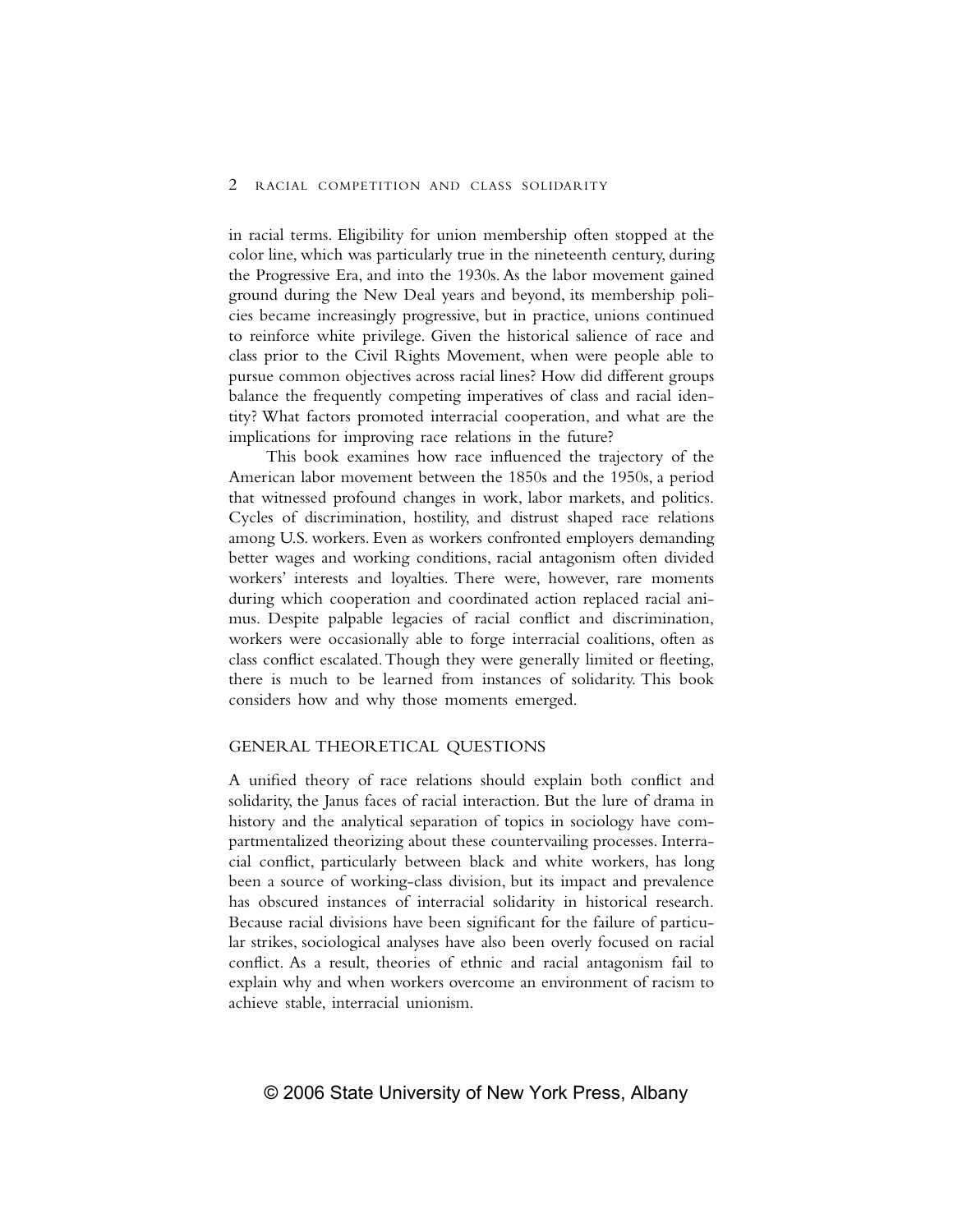in racial terms. Eligibility for union membership often stopped at the color line, which was particularly true in the nineteenth century, during the Progressive Era, and into the 1930s. As the labor movement gained ground during the New Deal years and beyond, its membership policies became increasingly progressive, but in practice, unions continued to reinforce white privilege. Given the historical salience of race and class prior to the Civil Rights Movement, when were people able to pursue common objectives across racial lines? How did different groups balance the frequently competing imperatives of class and racial identity? What factors promoted interracial cooperation, and what are the implications for improving race relations in the future?

This book examines how race influenced the trajectory of the American labor movement between the 1850s and the 1950s, a period that witnessed profound changes in work, labor markets, and politics. Cycles of discrimination, hostility, and distrust shaped race relations among U.S. workers. Even as workers confronted employers demanding better wages and working conditions, racial antagonism often divided workers' interests and loyalties. There were, however, rare moments during which cooperation and coordinated action replaced racial animus. Despite palpable legacies of racial conflict and discrimination, workers were occasionally able to forge interracial coalitions, often as class conflict escalated. Though they were generally limited or fleeting, there is much to be learned from instances of solidarity. This book considers how and why those moments emerged.

## GENERAL THEORETICAL QUESTIONS

A unified theory of race relations should explain both conflict and solidarity, the Janus faces of racial interaction. But the lure of drama in history and the analytical separation of topics in sociology have compartmentalized theorizing about these countervailing processes. Interracial conflict, particularly between black and white workers, has long been a source of working-class division, but its impact and prevalence has obscured instances of interracial solidarity in historical research. Because racial divisions have been significant for the failure of particular strikes, sociological analyses have also been overly focused on racial conflict. As a result, theories of ethnic and racial antagonism fail to explain why and when workers overcome an environment of racism to achieve stable, interracial unionism.

© 2006 State University of New York Press, Albany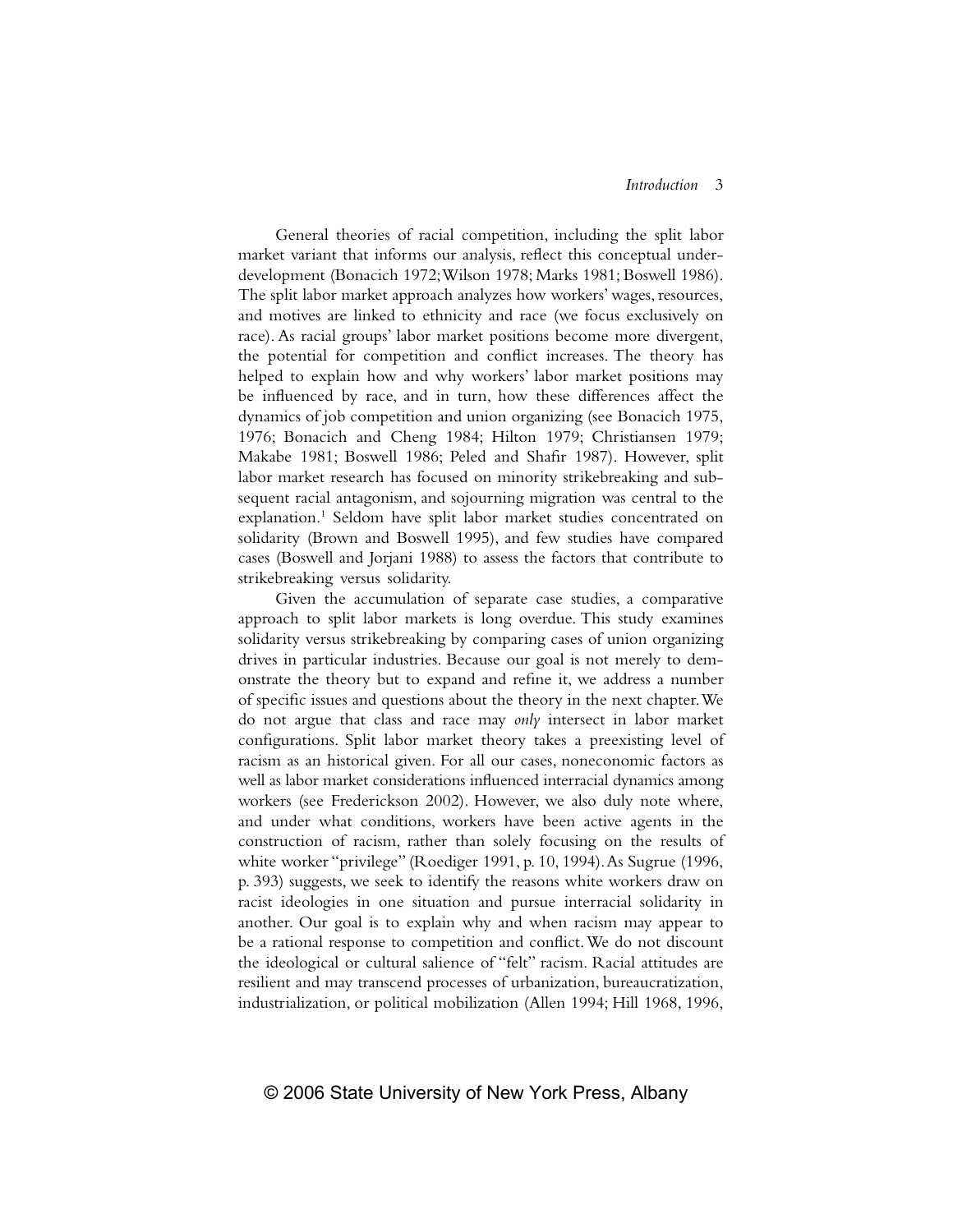General theories of racial competition, including the split labor market variant that informs our analysis, reflect this conceptual underdevelopment (Bonacich 1972; Wilson 1978; Marks 1981; Boswell 1986). The split labor market approach analyzes how workers' wages, resources, and motives are linked to ethnicity and race (we focus exclusively on race). As racial groups' labor market positions become more divergent, the potential for competition and conflict increases. The theory has helped to explain how and why workers' labor market positions may be influenced by race, and in turn, how these differences affect the dynamics of job competition and union organizing (see Bonacich 1975, 1976; Bonacich and Cheng 1984; Hilton 1979; Christiansen 1979; Makabe 1981; Boswell 1986; Peled and Shafir 1987). However, split labor market research has focused on minority strikebreaking and subsequent racial antagonism, and sojourning migration was central to the explanation.[1] Seldom have split labor market studies concentrated on solidarity (Brown and Boswell 1995), and few studies have compared cases (Boswell and Jorjani 1988) to assess the factors that contribute to strikebreaking versus solidarity.

Given the accumulation of separate case studies, a comparative approach to split labor markets is long overdue. This study examines solidarity versus strikebreaking by comparing cases of union organizing drives in particular industries. Because our goal is not merely to demonstrate the theory but to expand and refine it, we address a number of specific issues and questions about the theory in the next chapter. We do not argue that class and race may *only* intersect in labor market configurations. Split labor market theory takes a preexisting level of racism as an historical given. For all our cases, noneconomic factors as well as labor market considerations influenced interracial dynamics among workers (see Frederickson 2002). However, we also duly note where, and under what conditions, workers have been active agents in the construction of racism, rather than solely focusing on the results of white worker "privilege" (Roediger 1991, p. 10, 1994). As Sugrue (1996, p. 393) suggests, we seek to identify the reasons white workers draw on racist ideologies in one situation and pursue interracial solidarity in another. Our goal is to explain why and when racism may appear to be a rational response to competition and conflict. We do not discount the ideological or cultural salience of "felt" racism. Racial attitudes are resilient and may transcend processes of urbanization, bureaucratization, industrialization, or political mobilization (Allen 1994; Hill 1968, 1996,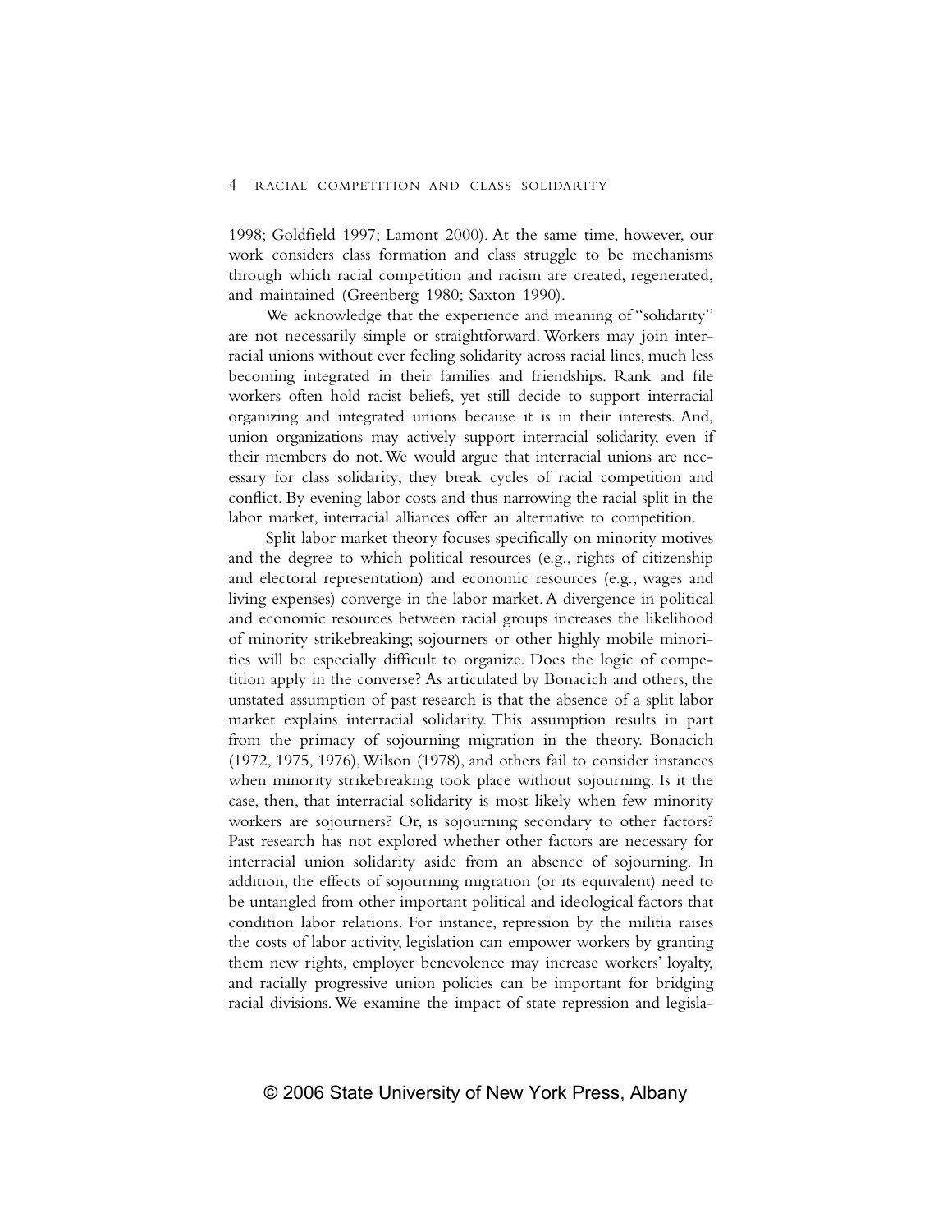1998; Goldfield 1997; Lamont 2000). At the same time, however, our work considers class formation and class struggle to be mechanisms through which racial competition and racism are created, regenerated, and maintained (Greenberg 1980; Saxton 1990).

We acknowledge that the experience and meaning of "solidarity" are not necessarily simple or straightforward. Workers may join interracial unions without ever feeling solidarity across racial lines, much less becoming integrated in their families and friendships. Rank and file workers often hold racist beliefs, yet still decide to support interracial organizing and integrated unions because it is in their interests. And, union organizations may actively support interracial solidarity, even if their members do not. We would argue that interracial unions are necessary for class solidarity; they break cycles of racial competition and conflict. By evening labor costs and thus narrowing the racial split in the labor market, interracial alliances offer an alternative to competition.

Split labor market theory focuses specifically on minority motives and the degree to which political resources (e.g., rights of citizenship and electoral representation) and economic resources (e.g., wages and living expenses) converge in the labor market. A divergence in political and economic resources between racial groups increases the likelihood of minority strikebreaking; sojourners or other highly mobile minorities will be especially difficult to organize. Does the logic of competition apply in the converse? As articulated by Bonacich and others, the unstated assumption of past research is that the absence of a split labor market explains interracial solidarity. This assumption results in part from the primacy of sojourning migration in the theory. Bonacich (1972, 1975, 1976), Wilson (1978), and others fail to consider instances when minority strikebreaking took place without sojourning. Is it the case, then, that interracial solidarity is most likely when few minority workers are sojourners? Or, is sojourning secondary to other factors? Past research has not explored whether other factors are necessary for interracial union solidarity aside from an absence of sojourning. In addition, the effects of sojourning migration (or its equivalent) need to be untangled from other important political and ideological factors that condition labor relations. For instance, repression by the militia raises the costs of labor activity, legislation can empower workers by granting them new rights, employer benevolence may increase workers' loyalty, and racially progressive union policies can be important for bridging racial divisions. We examine the impact of state repression and legisla-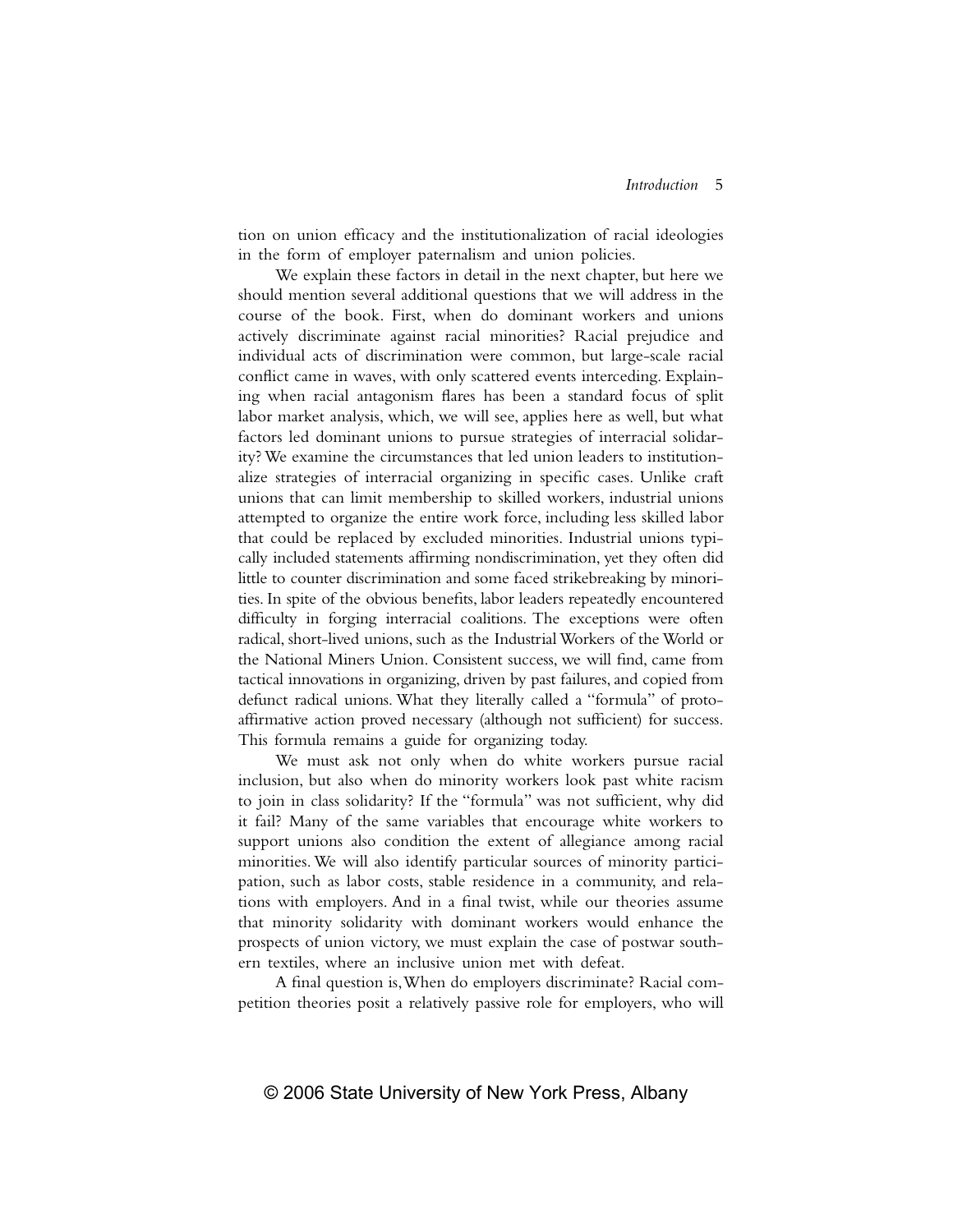tion on union efficacy and the institutionalization of racial ideologies in the form of employer paternalism and union policies.

We explain these factors in detail in the next chapter, but here we should mention several additional questions that we will address in the course of the book. First, when do dominant workers and unions actively discriminate against racial minorities? Racial prejudice and individual acts of discrimination were common, but large-scale racial conflict came in waves, with only scattered events interceding. Explaining when racial antagonism flares has been a standard focus of split labor market analysis, which, we will see, applies here as well, but what factors led dominant unions to pursue strategies of interracial solidarity? We examine the circumstances that led union leaders to institutionalize strategies of interracial organizing in specific cases. Unlike craft unions that can limit membership to skilled workers, industrial unions attempted to organize the entire work force, including less skilled labor that could be replaced by excluded minorities. Industrial unions typically included statements affirming nondiscrimination, yet they often did little to counter discrimination and some faced strikebreaking by minorities. In spite of the obvious benefits, labor leaders repeatedly encountered difficulty in forging interracial coalitions. The exceptions were often radical, short-lived unions, such as the Industrial Workers of the World or the National Miners Union. Consistent success, we will find, came from tactical innovations in organizing, driven by past failures, and copied from defunct radical unions. What they literally called a "formula" of proto-affirmative action proved necessary (although not sufficient) for success. This formula remains a guide for organizing today.

We must ask not only when do white workers pursue racial inclusion, but also when do minority workers look past white racism to join in class solidarity? If the "formula" was not sufficient, why did it fail? Many of the same variables that encourage white workers to support unions also condition the extent of allegiance among racial minorities. We will also identify particular sources of minority participation, such as labor costs, stable residence in a community, and relations with employers. And in a final twist, while our theories assume that minority solidarity with dominant workers would enhance the prospects of union victory, we must explain the case of postwar southern textiles, where an inclusive union met with defeat.

A final question is, When do employers discriminate? Racial competition theories posit a relatively passive role for employers, who will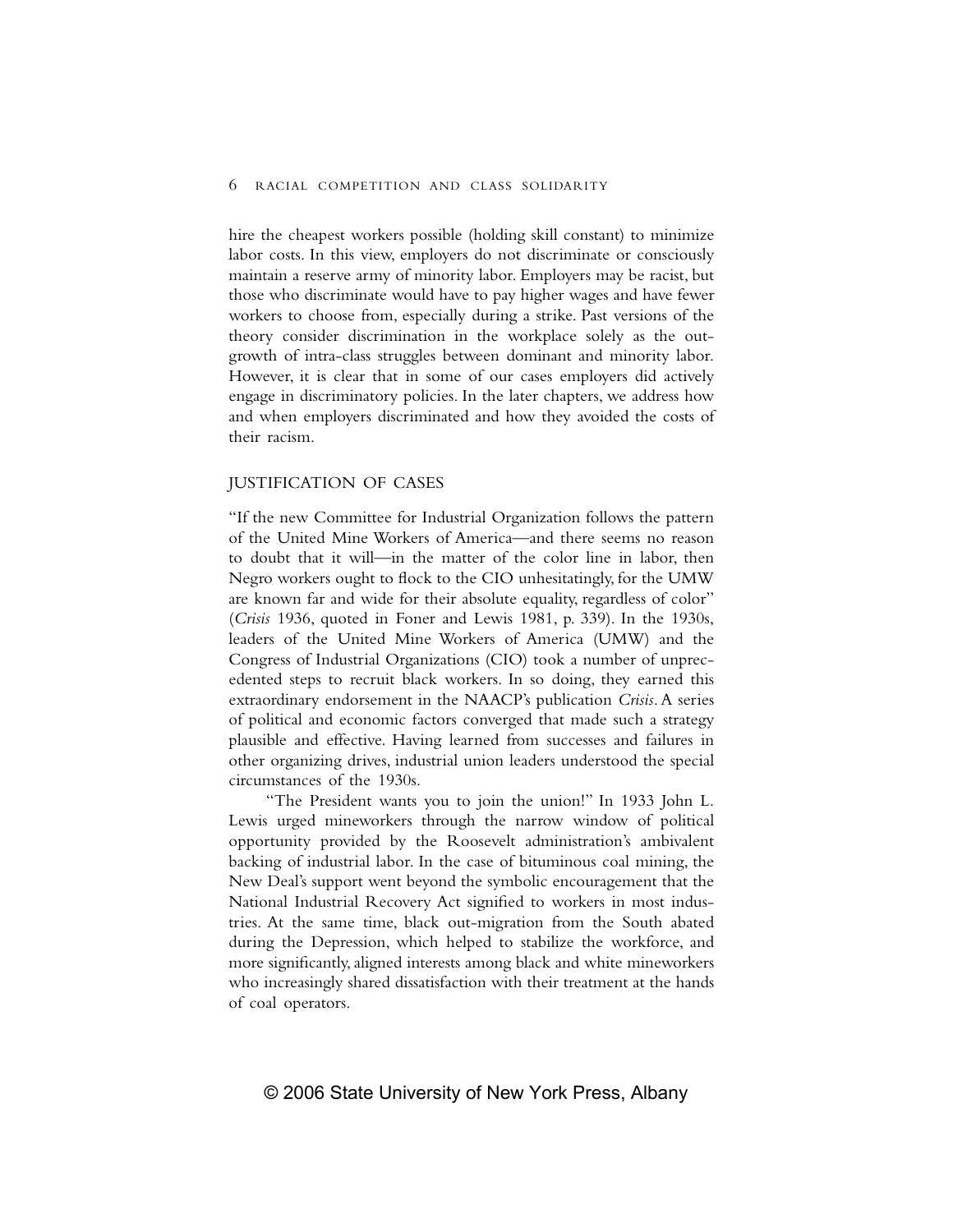hire the cheapest workers possible (holding skill constant) to minimize labor costs. In this view, employers do not discriminate or consciously maintain a reserve army of minority labor. Employers may be racist, but those who discriminate would have to pay higher wages and have fewer workers to choose from, especially during a strike. Past versions of the theory consider discrimination in the workplace solely as the outgrowth of intra-class struggles between dominant and minority labor. However, it is clear that in some of our cases employers did actively engage in discriminatory policies. In the later chapters, we address how and when employers discriminated and how they avoided the costs of their racism.

## JUSTIFICATION OF CASES

"If the new Committee for Industrial Organization follows the pattern of the United Mine Workers of America—and there seems no reason to doubt that it will—in the matter of the color line in labor, then Negro workers ought to flock to the CIO unhesitatingly, for the UMW are known far and wide for their absolute equality, regardless of color" (*Crisis* 1936, quoted in Foner and Lewis 1981, p. 339). In the 1930s, leaders of the United Mine Workers of America (UMW) and the Congress of Industrial Organizations (CIO) took a number of unprecedented steps to recruit black workers. In so doing, they earned this extraordinary endorsement in the NAACP's publication *Crisis*. A series of political and economic factors converged that made such a strategy plausible and effective. Having learned from successes and failures in other organizing drives, industrial union leaders understood the special circumstances of the 1930s.

"The President wants you to join the union!" In 1933 John L. Lewis urged mineworkers through the narrow window of political opportunity provided by the Roosevelt administration's ambivalent backing of industrial labor. In the case of bituminous coal mining, the New Deal's support went beyond the symbolic encouragement that the National Industrial Recovery Act signified to workers in most industries. At the same time, black out-migration from the South abated during the Depression, which helped to stabilize the workforce, and more significantly, aligned interests among black and white mineworkers who increasingly shared dissatisfaction with their treatment at the hands of coal operators.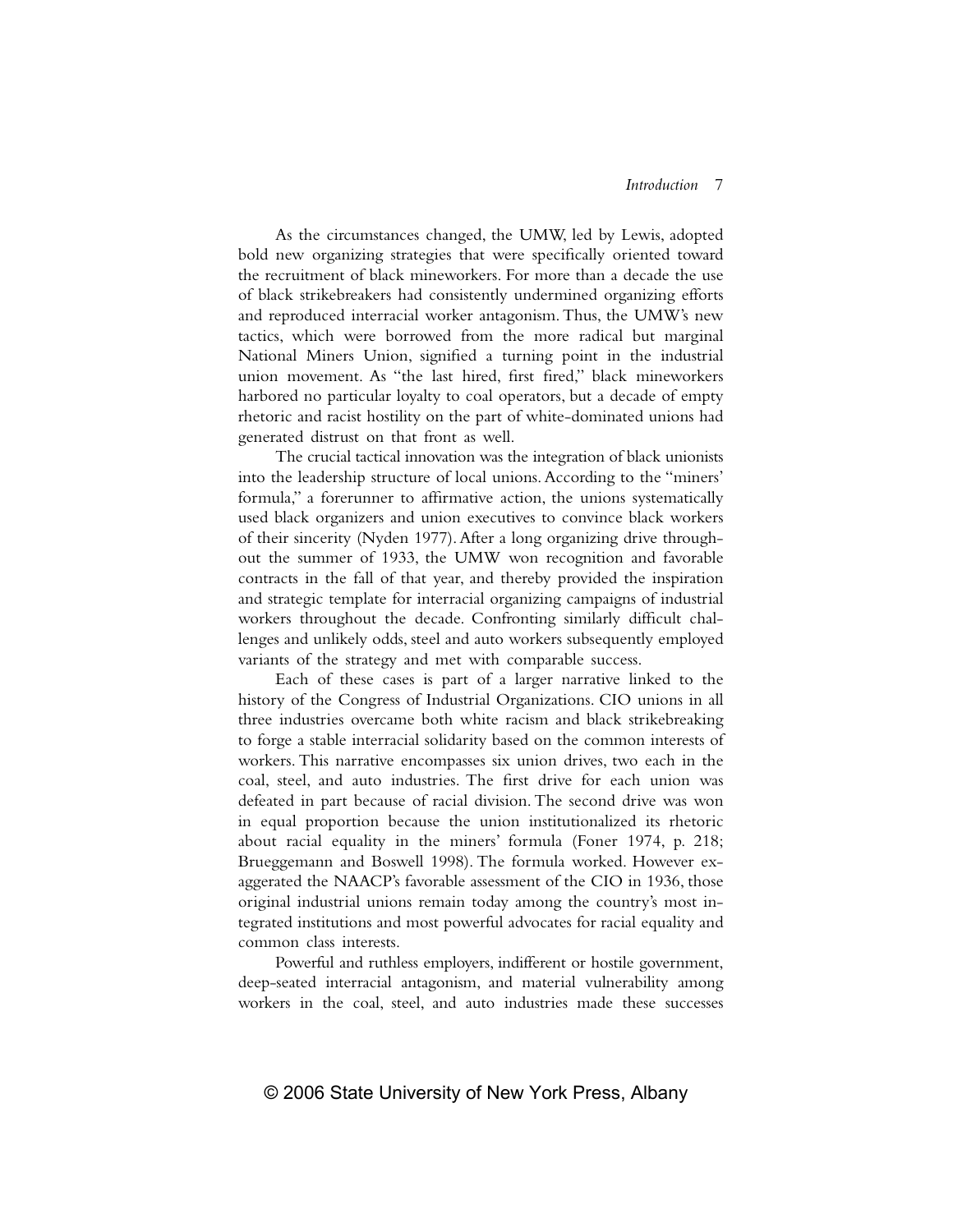As the circumstances changed, the UMW, led by Lewis, adopted bold new organizing strategies that were specifically oriented toward the recruitment of black mineworkers. For more than a decade the use of black strikebreakers had consistently undermined organizing efforts and reproduced interracial worker antagonism. Thus, the UMW's new tactics, which were borrowed from the more radical but marginal National Miners Union, signified a turning point in the industrial union movement. As "the last hired, first fired," black mineworkers harbored no particular loyalty to coal operators, but a decade of empty rhetoric and racist hostility on the part of white-dominated unions had generated distrust on that front as well.

The crucial tactical innovation was the integration of black unionists into the leadership structure of local unions. According to the "miners' formula," a forerunner to affirmative action, the unions systematically used black organizers and union executives to convince black workers of their sincerity (Nyden 1977). After a long organizing drive throughout the summer of 1933, the UMW won recognition and favorable contracts in the fall of that year, and thereby provided the inspiration and strategic template for interracial organizing campaigns of industrial workers throughout the decade. Confronting similarly difficult challenges and unlikely odds, steel and auto workers subsequently employed variants of the strategy and met with comparable success.

Each of these cases is part of a larger narrative linked to the history of the Congress of Industrial Organizations. CIO unions in all three industries overcame both white racism and black strikebreaking to forge a stable interracial solidarity based on the common interests of workers. This narrative encompasses six union drives, two each in the coal, steel, and auto industries. The first drive for each union was defeated in part because of racial division. The second drive was won in equal proportion because the union institutionalized its rhetoric about racial equality in the miners' formula (Foner 1974, p. 218; Brueggemann and Boswell 1998). The formula worked. However exaggerated the NAACP's favorable assessment of the CIO in 1936, those original industrial unions remain today among the country's most integrated institutions and most powerful advocates for racial equality and common class interests.

Powerful and ruthless employers, indifferent or hostile government, deep-seated interracial antagonism, and material vulnerability among workers in the coal, steel, and auto industries made these successes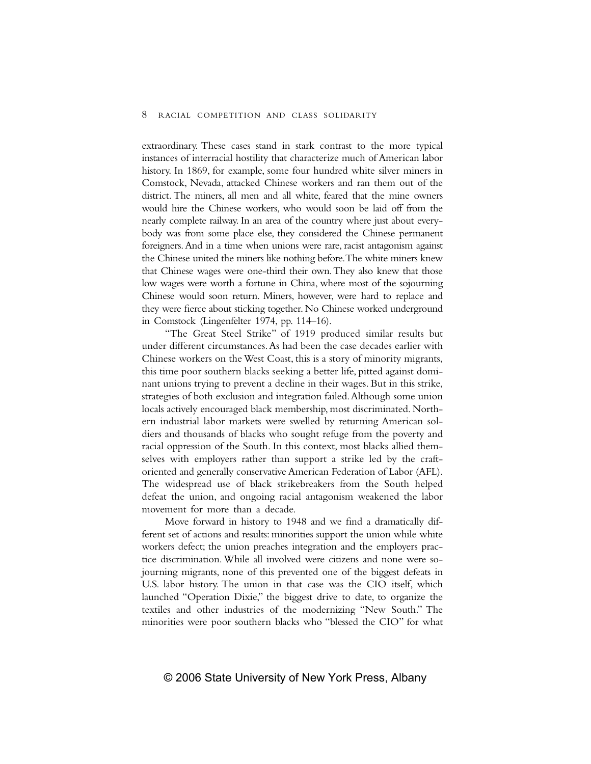extraordinary. These cases stand in stark contrast to the more typical instances of interracial hostility that characterize much of American labor history. In 1869, for example, some four hundred white silver miners in Comstock, Nevada, attacked Chinese workers and ran them out of the district. The miners, all men and all white, feared that the mine owners would hire the Chinese workers, who would soon be laid off from the nearly complete railway. In an area of the country where just about everybody was from some place else, they considered the Chinese permanent foreigners. And in a time when unions were rare, racist antagonism against the Chinese united the miners like nothing before. The white miners knew that Chinese wages were one-third their own. They also knew that those low wages were worth a fortune in China, where most of the sojourning Chinese would soon return. Miners, however, were hard to replace and they were fierce about sticking together. No Chinese worked underground in Comstock (Lingenfelter 1974, pp. 114–16).

"The Great Steel Strike" of 1919 produced similar results but under different circumstances. As had been the case decades earlier with Chinese workers on the West Coast, this is a story of minority migrants, this time poor southern blacks seeking a better life, pitted against dominant unions trying to prevent a decline in their wages. But in this strike, strategies of both exclusion and integration failed. Although some union locals actively encouraged black membership, most discriminated. Northern industrial labor markets were swelled by returning American soldiers and thousands of blacks who sought refuge from the poverty and racial oppression of the South. In this context, most blacks allied themselves with employers rather than support a strike led by the craft-oriented and generally conservative American Federation of Labor (AFL). The widespread use of black strikebreakers from the South helped defeat the union, and ongoing racial antagonism weakened the labor movement for more than a decade.

Move forward in history to 1948 and we find a dramatically different set of actions and results: minorities support the union while white workers defect; the union preaches integration and the employers practice discrimination. While all involved were citizens and none were sojourning migrants, none of this prevented one of the biggest defeats in U.S. labor history. The union in that case was the CIO itself, which launched "Operation Dixie," the biggest drive to date, to organize the textiles and other industries of the modernizing "New South." The minorities were poor southern blacks who "blessed the CIO" for what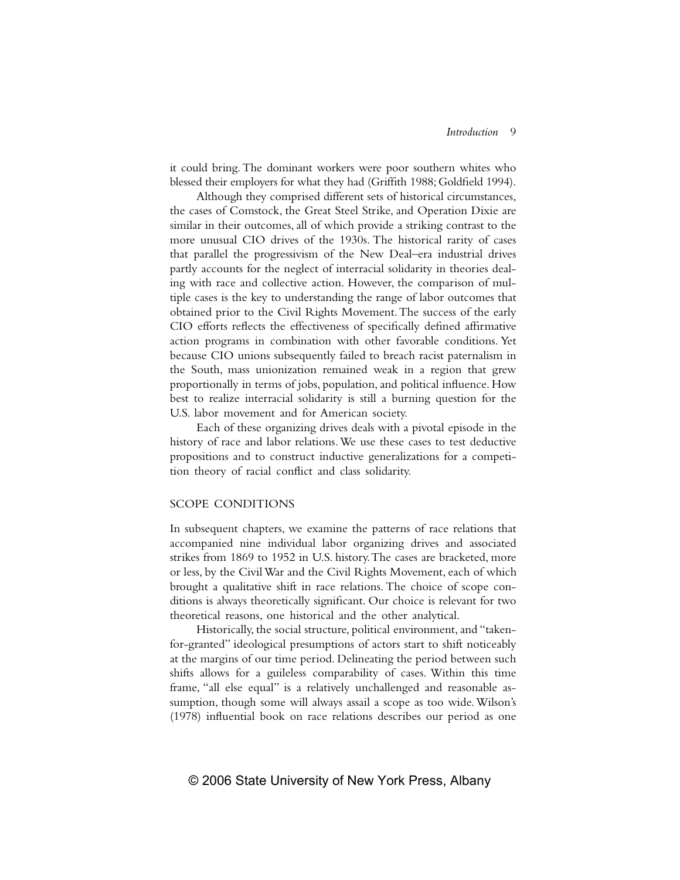it could bring. The dominant workers were poor southern whites who blessed their employers for what they had (Griffith 1988; Goldfield 1994).

Although they comprised different sets of historical circumstances, the cases of Comstock, the Great Steel Strike, and Operation Dixie are similar in their outcomes, all of which provide a striking contrast to the more unusual CIO drives of the 1930s. The historical rarity of cases that parallel the progressivism of the New Deal–era industrial drives partly accounts for the neglect of interracial solidarity in theories dealing with race and collective action. However, the comparison of multiple cases is the key to understanding the range of labor outcomes that obtained prior to the Civil Rights Movement. The success of the early CIO efforts reflects the effectiveness of specifically defined affirmative action programs in combination with other favorable conditions. Yet because CIO unions subsequently failed to breach racist paternalism in the South, mass unionization remained weak in a region that grew proportionally in terms of jobs, population, and political influence. How best to realize interracial solidarity is still a burning question for the U.S. labor movement and for American society.

Each of these organizing drives deals with a pivotal episode in the history of race and labor relations. We use these cases to test deductive propositions and to construct inductive generalizations for a competition theory of racial conflict and class solidarity.

## SCOPE CONDITIONS

In subsequent chapters, we examine the patterns of race relations that accompanied nine individual labor organizing drives and associated strikes from 1869 to 1952 in U.S. history. The cases are bracketed, more or less, by the Civil War and the Civil Rights Movement, each of which brought a qualitative shift in race relations. The choice of scope conditions is always theoretically significant. Our choice is relevant for two theoretical reasons, one historical and the other analytical.

Historically, the social structure, political environment, and "taken-for-granted" ideological presumptions of actors start to shift noticeably at the margins of our time period. Delineating the period between such shifts allows for a guileless comparability of cases. Within this time frame, "all else equal" is a relatively unchallenged and reasonable assumption, though some will always assail a scope as too wide. Wilson's (1978) influential book on race relations describes our period as one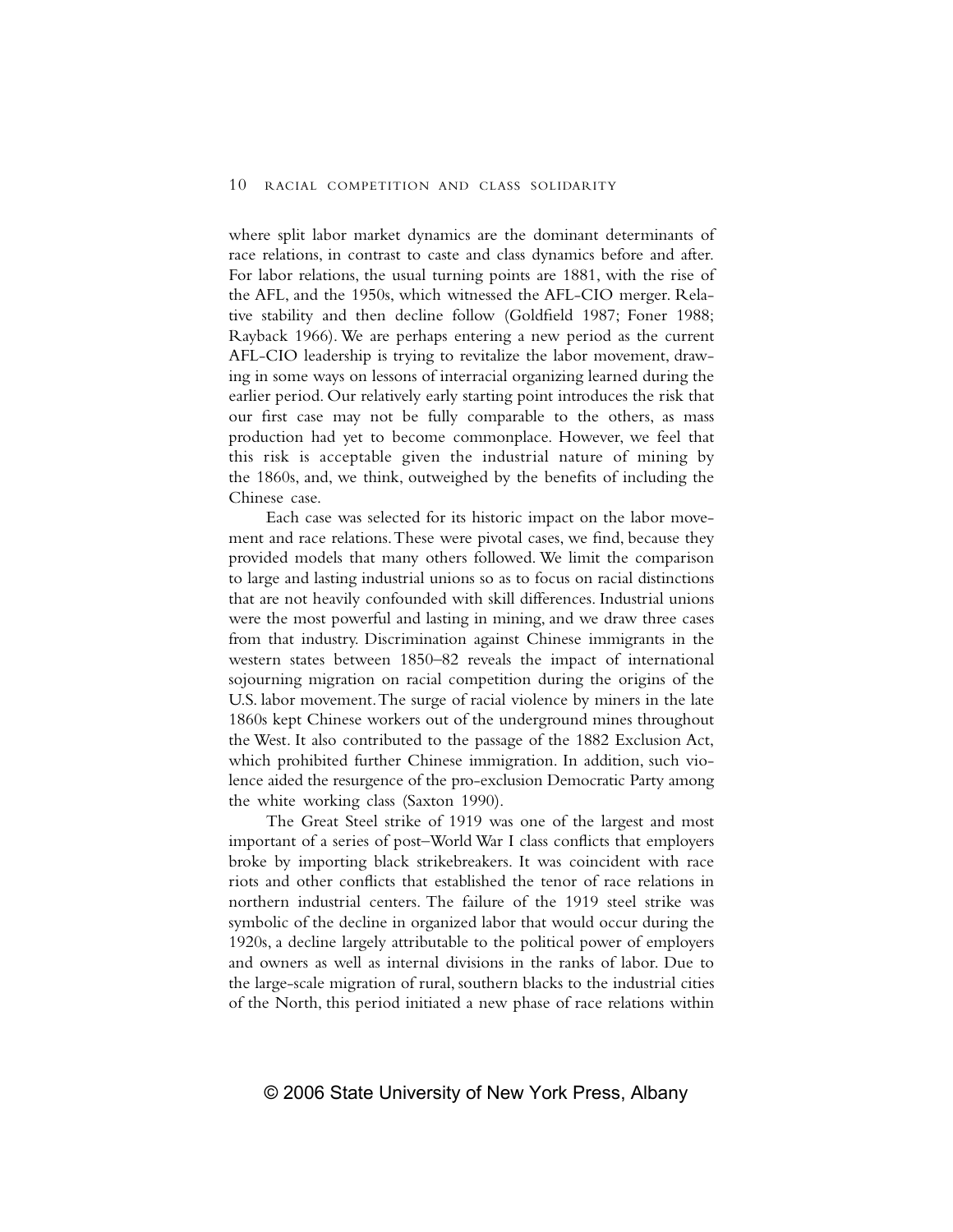where split labor market dynamics are the dominant determinants of race relations, in contrast to caste and class dynamics before and after. For labor relations, the usual turning points are 1881, with the rise of the AFL, and the 1950s, which witnessed the AFL-CIO merger. Relative stability and then decline follow (Goldfield 1987; Foner 1988; Rayback 1966). We are perhaps entering a new period as the current AFL-CIO leadership is trying to revitalize the labor movement, drawing in some ways on lessons of interracial organizing learned during the earlier period. Our relatively early starting point introduces the risk that our first case may not be fully comparable to the others, as mass production had yet to become commonplace. However, we feel that this risk is acceptable given the industrial nature of mining by the 1860s, and, we think, outweighed by the benefits of including the Chinese case.

Each case was selected for its historic impact on the labor movement and race relations. These were pivotal cases, we find, because they provided models that many others followed. We limit the comparison to large and lasting industrial unions so as to focus on racial distinctions that are not heavily confounded with skill differences. Industrial unions were the most powerful and lasting in mining, and we draw three cases from that industry. Discrimination against Chinese immigrants in the western states between 1850–82 reveals the impact of international sojourning migration on racial competition during the origins of the U.S. labor movement. The surge of racial violence by miners in the late 1860s kept Chinese workers out of the underground mines throughout the West. It also contributed to the passage of the 1882 Exclusion Act, which prohibited further Chinese immigration. In addition, such violence aided the resurgence of the pro-exclusion Democratic Party among the white working class (Saxton 1990).

The Great Steel strike of 1919 was one of the largest and most important of a series of post–World War I class conflicts that employers broke by importing black strikebreakers. It was coincident with race riots and other conflicts that established the tenor of race relations in northern industrial centers. The failure of the 1919 steel strike was symbolic of the decline in organized labor that would occur during the 1920s, a decline largely attributable to the political power of employers and owners as well as internal divisions in the ranks of labor. Due to the large-scale migration of rural, southern blacks to the industrial cities of the North, this period initiated a new phase of race relations within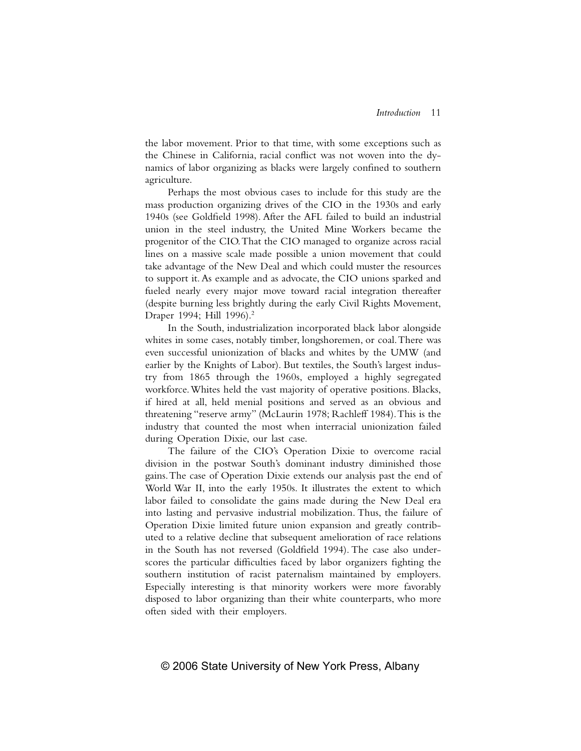the labor movement. Prior to that time, with some exceptions such as the Chinese in California, racial conflict was not woven into the dynamics of labor organizing as blacks were largely confined to southern agriculture.

Perhaps the most obvious cases to include for this study are the mass production organizing drives of the CIO in the 1930s and early 1940s (see Goldfield 1998). After the AFL failed to build an industrial union in the steel industry, the United Mine Workers became the progenitor of the CIO. That the CIO managed to organize across racial lines on a massive scale made possible a union movement that could take advantage of the New Deal and which could muster the resources to support it. As example and as advocate, the CIO unions sparked and fueled nearly every major move toward racial integration thereafter (despite burning less brightly during the early Civil Rights Movement, Draper 1994; Hill 1996).[2]

In the South, industrialization incorporated black labor alongside whites in some cases, notably timber, longshoremen, or coal. There was even successful unionization of blacks and whites by the UMW (and earlier by the Knights of Labor). But textiles, the South's largest industry from 1865 through the 1960s, employed a highly segregated workforce. Whites held the vast majority of operative positions. Blacks, if hired at all, held menial positions and served as an obvious and threatening "reserve army" (McLaurin 1978; Rachleff 1984). This is the industry that counted the most when interracial unionization failed during Operation Dixie, our last case.

The failure of the CIO's Operation Dixie to overcome racial division in the postwar South's dominant industry diminished those gains. The case of Operation Dixie extends our analysis past the end of World War II, into the early 1950s. It illustrates the extent to which labor failed to consolidate the gains made during the New Deal era into lasting and pervasive industrial mobilization. Thus, the failure of Operation Dixie limited future union expansion and greatly contributed to a relative decline that subsequent amelioration of race relations in the South has not reversed (Goldfield 1994). The case also underscores the particular difficulties faced by labor organizers fighting the southern institution of racist paternalism maintained by employers. Especially interesting is that minority workers were more favorably disposed to labor organizing than their white counterparts, who more often sided with their employers.

© 2006 State University of New York Press, Albany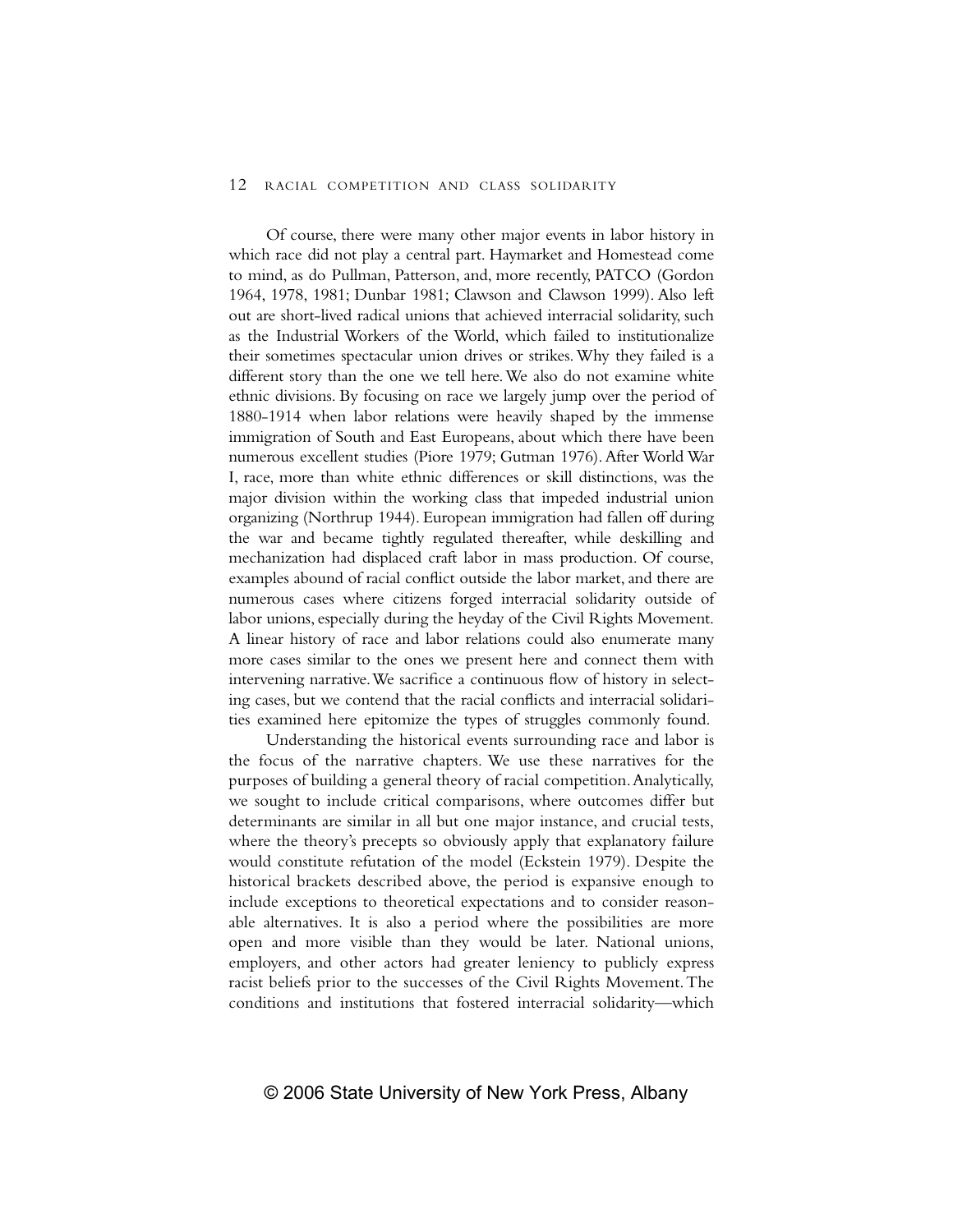Of course, there were many other major events in labor history in which race did not play a central part. Haymarket and Homestead come to mind, as do Pullman, Patterson, and, more recently, PATCO (Gordon 1964, 1978, 1981; Dunbar 1981; Clawson and Clawson 1999). Also left out are short-lived radical unions that achieved interracial solidarity, such as the Industrial Workers of the World, which failed to institutionalize their sometimes spectacular union drives or strikes. Why they failed is a different story than the one we tell here. We also do not examine white ethnic divisions. By focusing on race we largely jump over the period of 1880-1914 when labor relations were heavily shaped by the immense immigration of South and East Europeans, about which there have been numerous excellent studies (Piore 1979; Gutman 1976). After World War I, race, more than white ethnic differences or skill distinctions, was the major division within the working class that impeded industrial union organizing (Northrup 1944). European immigration had fallen off during the war and became tightly regulated thereafter, while deskilling and mechanization had displaced craft labor in mass production. Of course, examples abound of racial conflict outside the labor market, and there are numerous cases where citizens forged interracial solidarity outside of labor unions, especially during the heyday of the Civil Rights Movement. A linear history of race and labor relations could also enumerate many more cases similar to the ones we present here and connect them with intervening narrative. We sacrifice a continuous flow of history in selecting cases, but we contend that the racial conflicts and interracial solidarities examined here epitomize the types of struggles commonly found.

Understanding the historical events surrounding race and labor is the focus of the narrative chapters. We use these narratives for the purposes of building a general theory of racial competition. Analytically, we sought to include critical comparisons, where outcomes differ but determinants are similar in all but one major instance, and crucial tests, where the theory's precepts so obviously apply that explanatory failure would constitute refutation of the model (Eckstein 1979). Despite the historical brackets described above, the period is expansive enough to include exceptions to theoretical expectations and to consider reasonable alternatives. It is also a period where the possibilities are more open and more visible than they would be later. National unions, employers, and other actors had greater leniency to publicly express racist beliefs prior to the successes of the Civil Rights Movement. The conditions and institutions that fostered interracial solidarity—which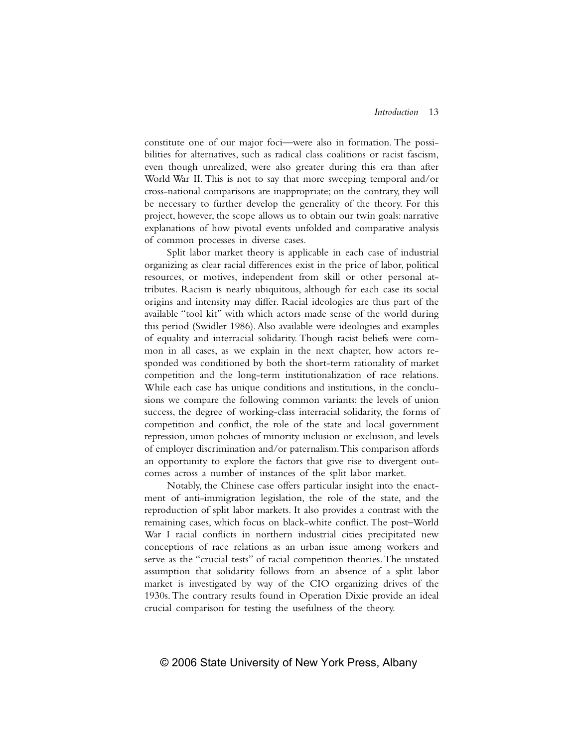constitute one of our major foci—were also in formation. The possibilities for alternatives, such as radical class coalitions or racist fascism, even though unrealized, were also greater during this era than after World War II. This is not to say that more sweeping temporal and/or cross-national comparisons are inappropriate; on the contrary, they will be necessary to further develop the generality of the theory. For this project, however, the scope allows us to obtain our twin goals: narrative explanations of how pivotal events unfolded and comparative analysis of common processes in diverse cases.

Split labor market theory is applicable in each case of industrial organizing as clear racial differences exist in the price of labor, political resources, or motives, independent from skill or other personal attributes. Racism is nearly ubiquitous, although for each case its social origins and intensity may differ. Racial ideologies are thus part of the available "tool kit" with which actors made sense of the world during this period (Swidler 1986). Also available were ideologies and examples of equality and interracial solidarity. Though racist beliefs were common in all cases, as we explain in the next chapter, how actors responded was conditioned by both the short-term rationality of market competition and the long-term institutionalization of race relations. While each case has unique conditions and institutions, in the conclusions we compare the following common variants: the levels of union success, the degree of working-class interracial solidarity, the forms of competition and conflict, the role of the state and local government repression, union policies of minority inclusion or exclusion, and levels of employer discrimination and/or paternalism. This comparison affords an opportunity to explore the factors that give rise to divergent outcomes across a number of instances of the split labor market.

Notably, the Chinese case offers particular insight into the enactment of anti-immigration legislation, the role of the state, and the reproduction of split labor markets. It also provides a contrast with the remaining cases, which focus on black-white conflict. The post–World War I racial conflicts in northern industrial cities precipitated new conceptions of race relations as an urban issue among workers and serve as the "crucial tests" of racial competition theories. The unstated assumption that solidarity follows from an absence of a split labor market is investigated by way of the CIO organizing drives of the 1930s. The contrary results found in Operation Dixie provide an ideal crucial comparison for testing the usefulness of the theory.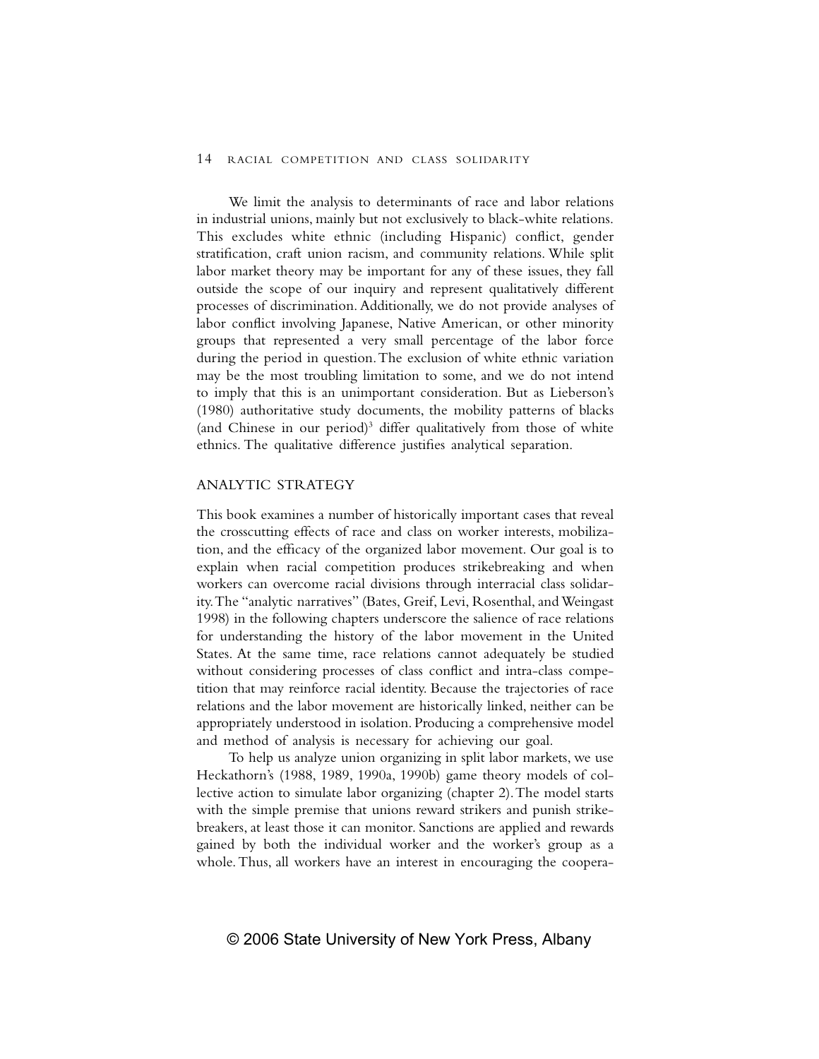We limit the analysis to determinants of race and labor relations in industrial unions, mainly but not exclusively to black-white relations. This excludes white ethnic (including Hispanic) conflict, gender stratification, craft union racism, and community relations. While split labor market theory may be important for any of these issues, they fall outside the scope of our inquiry and represent qualitatively different processes of discrimination. Additionally, we do not provide analyses of labor conflict involving Japanese, Native American, or other minority groups that represented a very small percentage of the labor force during the period in question. The exclusion of white ethnic variation may be the most troubling limitation to some, and we do not intend to imply that this is an unimportant consideration. But as Lieberson's (1980) authoritative study documents, the mobility patterns of blacks (and Chinese in our period)[3] differ qualitatively from those of white ethnics. The qualitative difference justifies analytical separation.

## ANALYTIC STRATEGY

This book examines a number of historically important cases that reveal the crosscutting effects of race and class on worker interests, mobilization, and the efficacy of the organized labor movement. Our goal is to explain when racial competition produces strikebreaking and when workers can overcome racial divisions through interracial class solidarity. The "analytic narratives" (Bates, Greif, Levi, Rosenthal, and Weingast 1998) in the following chapters underscore the salience of race relations for understanding the history of the labor movement in the United States. At the same time, race relations cannot adequately be studied without considering processes of class conflict and intra-class competition that may reinforce racial identity. Because the trajectories of race relations and the labor movement are historically linked, neither can be appropriately understood in isolation. Producing a comprehensive model and method of analysis is necessary for achieving our goal.

To help us analyze union organizing in split labor markets, we use Heckathorn's (1988, 1989, 1990a, 1990b) game theory models of collective action to simulate labor organizing (chapter 2). The model starts with the simple premise that unions reward strikers and punish strikebreakers, at least those it can monitor. Sanctions are applied and rewards gained by both the individual worker and the worker's group as a whole. Thus, all workers have an interest in encouraging the coopera-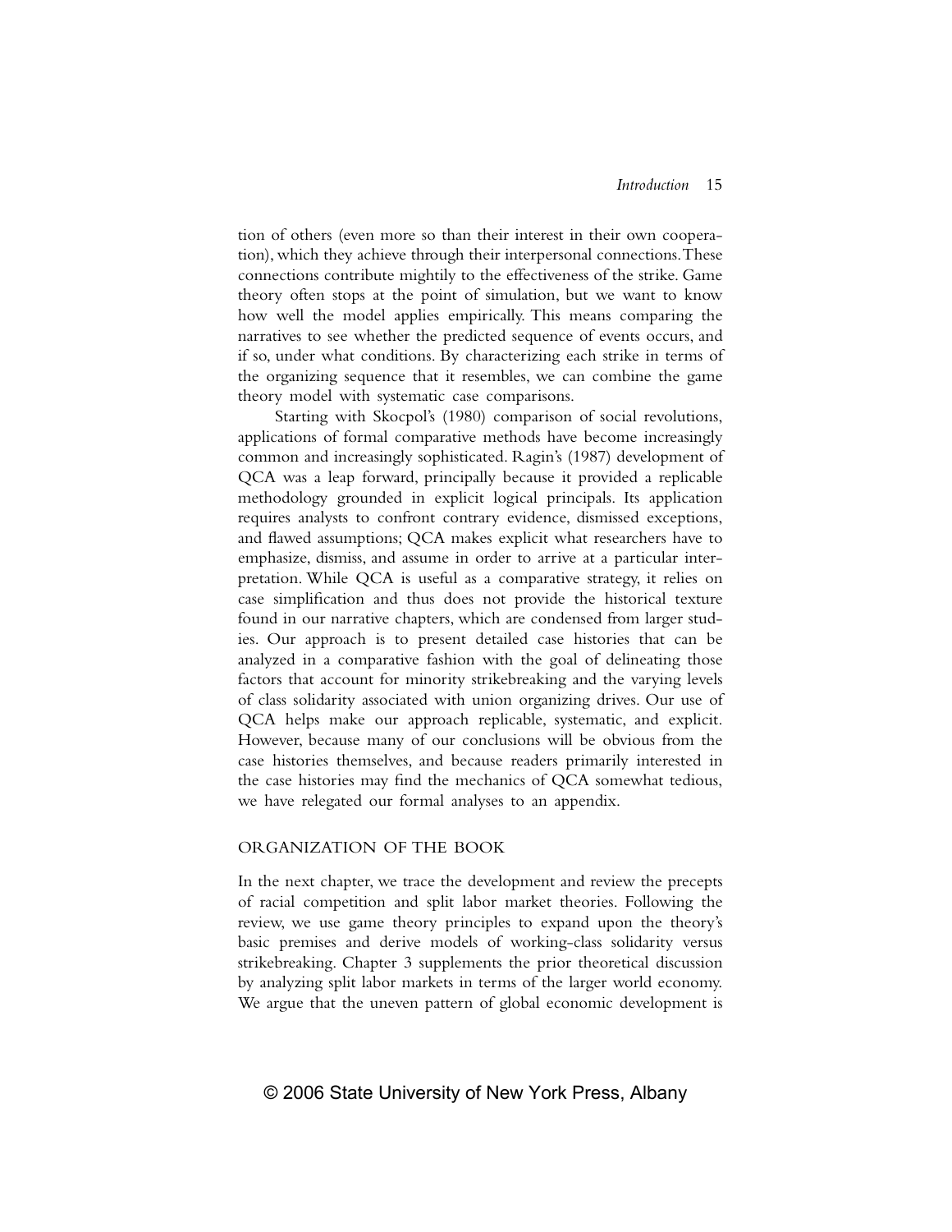tion of others (even more so than their interest in their own cooperation), which they achieve through their interpersonal connections. These connections contribute mightily to the effectiveness of the strike. Game theory often stops at the point of simulation, but we want to know how well the model applies empirically. This means comparing the narratives to see whether the predicted sequence of events occurs, and if so, under what conditions. By characterizing each strike in terms of the organizing sequence that it resembles, we can combine the game theory model with systematic case comparisons.

Starting with Skocpol's (1980) comparison of social revolutions, applications of formal comparative methods have become increasingly common and increasingly sophisticated. Ragin's (1987) development of QCA was a leap forward, principally because it provided a replicable methodology grounded in explicit logical principals. Its application requires analysts to confront contrary evidence, dismissed exceptions, and flawed assumptions; QCA makes explicit what researchers have to emphasize, dismiss, and assume in order to arrive at a particular interpretation. While QCA is useful as a comparative strategy, it relies on case simplification and thus does not provide the historical texture found in our narrative chapters, which are condensed from larger studies. Our approach is to present detailed case histories that can be analyzed in a comparative fashion with the goal of delineating those factors that account for minority strikebreaking and the varying levels of class solidarity associated with union organizing drives. Our use of QCA helps make our approach replicable, systematic, and explicit. However, because many of our conclusions will be obvious from the case histories themselves, and because readers primarily interested in the case histories may find the mechanics of QCA somewhat tedious, we have relegated our formal analyses to an appendix.

## ORGANIZATION OF THE BOOK

In the next chapter, we trace the development and review the precepts of racial competition and split labor market theories. Following the review, we use game theory principles to expand upon the theory's basic premises and derive models of working-class solidarity versus strikebreaking. Chapter 3 supplements the prior theoretical discussion by analyzing split labor markets in terms of the larger world economy. We argue that the uneven pattern of global economic development is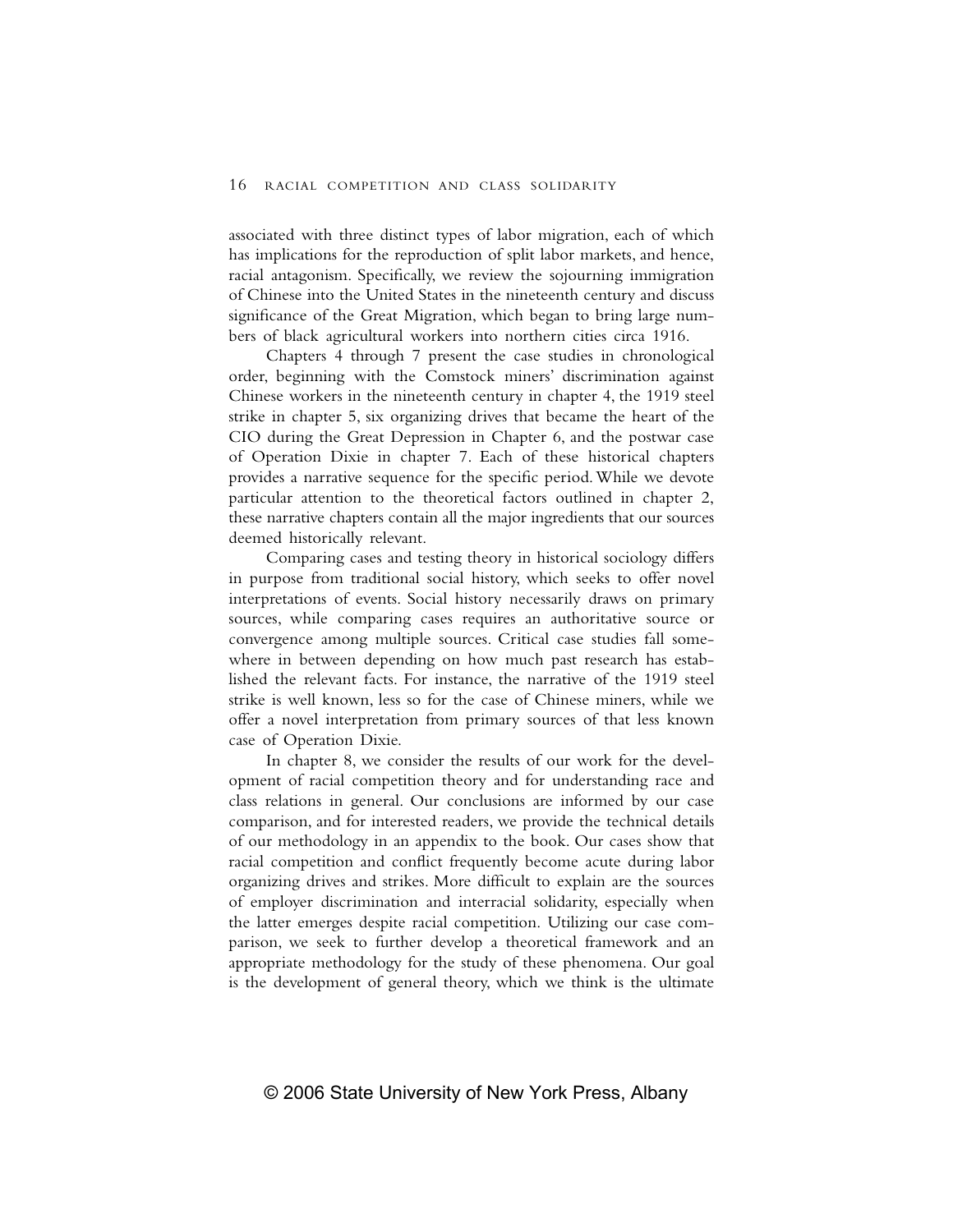associated with three distinct types of labor migration, each of which has implications for the reproduction of split labor markets, and hence, racial antagonism. Specifically, we review the sojourning immigration of Chinese into the United States in the nineteenth century and discuss significance of the Great Migration, which began to bring large numbers of black agricultural workers into northern cities circa 1916.

Chapters 4 through 7 present the case studies in chronological order, beginning with the Comstock miners' discrimination against Chinese workers in the nineteenth century in chapter 4, the 1919 steel strike in chapter 5, six organizing drives that became the heart of the CIO during the Great Depression in Chapter 6, and the postwar case of Operation Dixie in chapter 7. Each of these historical chapters provides a narrative sequence for the specific period. While we devote particular attention to the theoretical factors outlined in chapter 2, these narrative chapters contain all the major ingredients that our sources deemed historically relevant.

Comparing cases and testing theory in historical sociology differs in purpose from traditional social history, which seeks to offer novel interpretations of events. Social history necessarily draws on primary sources, while comparing cases requires an authoritative source or convergence among multiple sources. Critical case studies fall somewhere in between depending on how much past research has established the relevant facts. For instance, the narrative of the 1919 steel strike is well known, less so for the case of Chinese miners, while we offer a novel interpretation from primary sources of that less known case of Operation Dixie.

In chapter 8, we consider the results of our work for the development of racial competition theory and for understanding race and class relations in general. Our conclusions are informed by our case comparison, and for interested readers, we provide the technical details of our methodology in an appendix to the book. Our cases show that racial competition and conflict frequently become acute during labor organizing drives and strikes. More difficult to explain are the sources of employer discrimination and interracial solidarity, especially when the latter emerges despite racial competition. Utilizing our case comparison, we seek to further develop a theoretical framework and an appropriate methodology for the study of these phenomena. Our goal is the development of general theory, which we think is the ultimate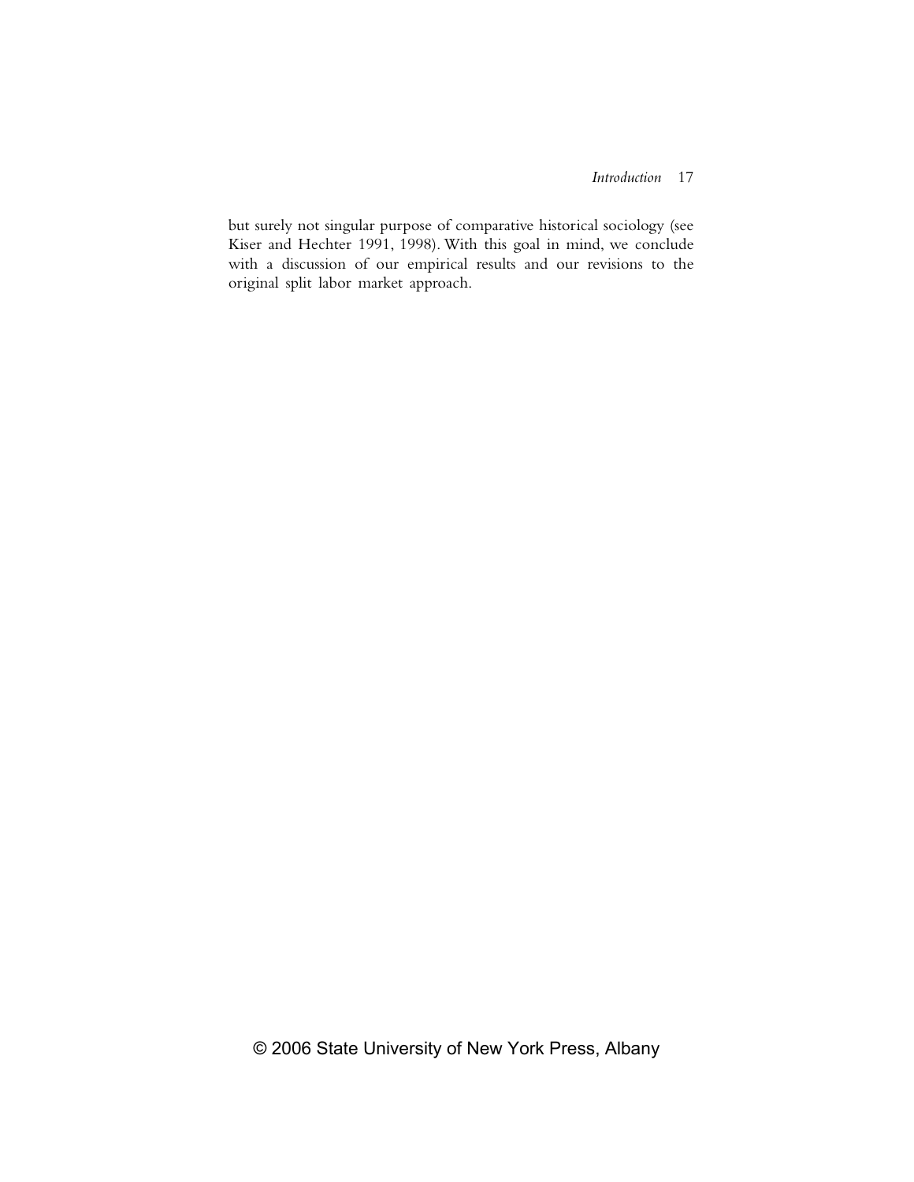but surely not singular purpose of comparative historical sociology (see Kiser and Hechter 1991, 1998). With this goal in mind, we conclude with a discussion of our empirical results and our revisions to the original split labor market approach.

© 2006 State University of New York Press, Albany